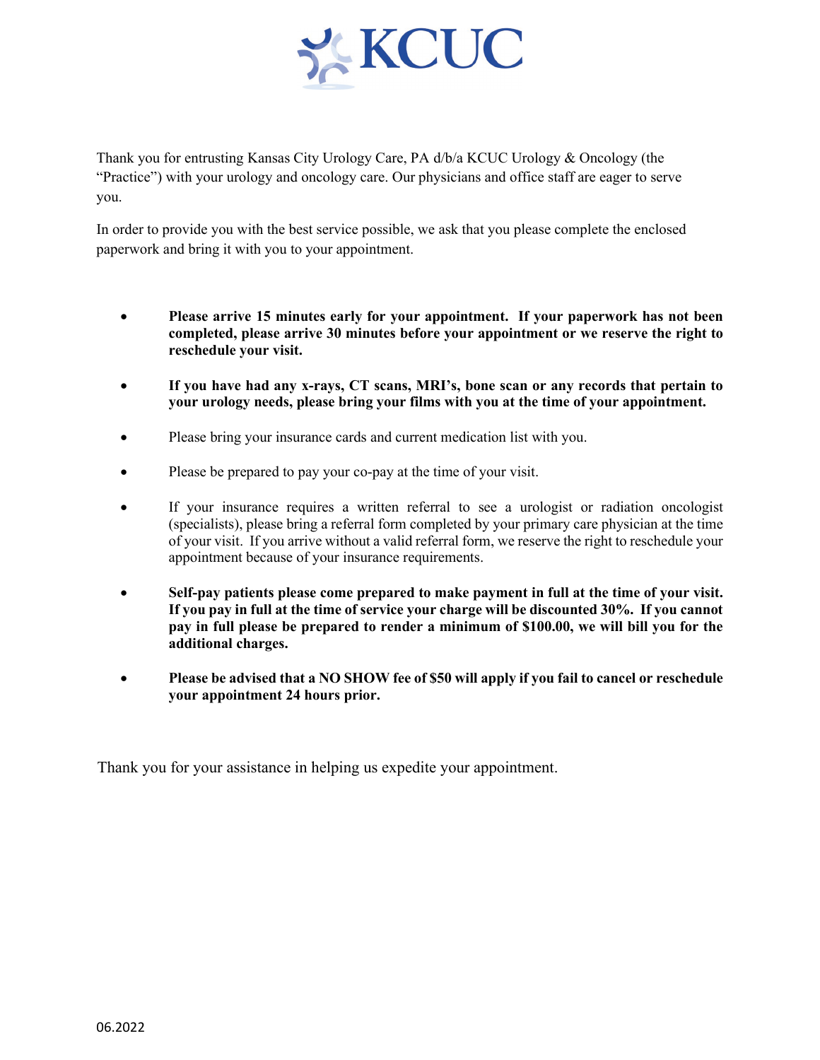# KCUC

Thank you for entrusting Kansas City Urology Care, PA d/b/a KCUC Urology & Oncology (the "Practice") with your urology and oncology care. Our physicians and office staff are eager to serve you.

In order to provide you with the best service possible, we ask that you please complete the enclosed paperwork and bring it with you to your appointment.

- **Please arrive 15 minutes early for your appointment. If your paperwork has not been completed, please arrive 30 minutes before your appointment or we reserve the right to reschedule your visit.**
- **If you have had any x-rays, CT scans, MRI's, bone scan or any records that pertain to your urology needs, please bring your films with you at the time of your appointment.**
- Please bring your insurance cards and current medication list with you.
- Please be prepared to pay your co-pay at the time of your visit.
- If your insurance requires a written referral to see a urologist or radiation oncologist (specialists), please bring a referral form completed by your primary care physician at the time of your visit. If you arrive without a valid referral form, we reserve the right to reschedule your appointment because of your insurance requirements.
- **Self-pay patients please come prepared to make payment in full at the time of your visit. If you pay in full at the time of service your charge will be discounted 30%. If you cannot pay in full please be prepared to render a minimum of $100.00, we will bill you for the additional charges.**
- **Please be advised that a NO SHOW fee of $50 will apply if you fail to cancel or reschedule your appointment 24 hours prior.**

Thank you for your assistance in helping us expedite your appointment.

06.2022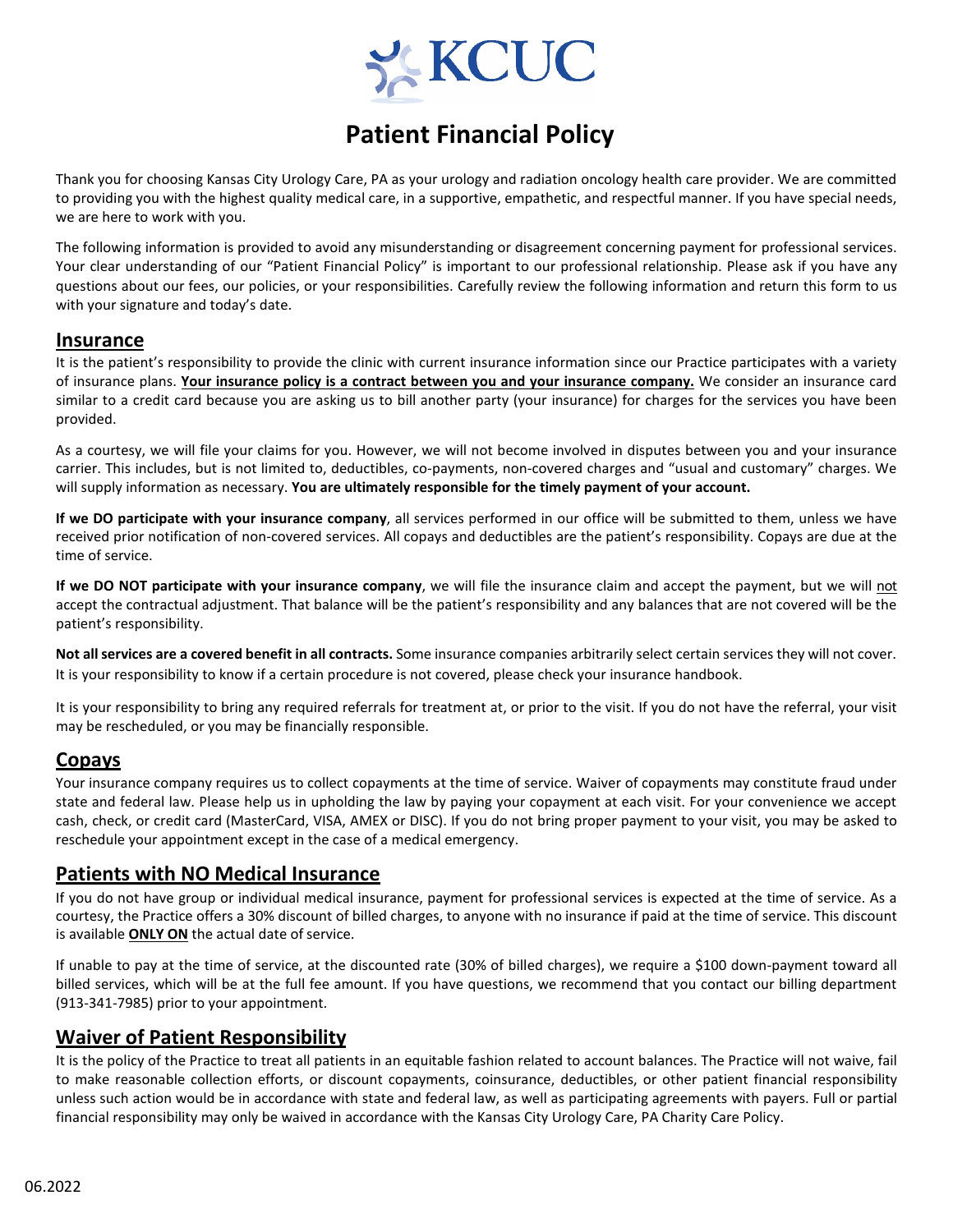KCUC

# Patient Financial Policy

Thank you for choosing Kansas City Urology Care, PA as your urology and radiation oncology health care provider. We are committed to providing you with the highest quality medical care, in a supportive, empathetic, and respectful manner. If you have special needs, we are here to work with you.

The following information is provided to avoid any misunderstanding or disagreement concerning payment for professional services. Your clear understanding of our "Patient Financial Policy" is important to our professional relationship. Please ask if you have any questions about our fees, our policies, or your responsibilities. Carefully review the following information and return this form to us with your signature and today's date.

## Insurance

It is the patient's responsibility to provide the clinic with current insurance information since our Practice participates with a variety of insurance plans. **Your insurance policy is a contract between you and your insurance company.** We consider an insurance card similar to a credit card because you are asking us to bill another party (your insurance) for charges for the services you have been provided.

As a courtesy, we will file your claims for you. However, we will not become involved in disputes between you and your insurance carrier. This includes, but is not limited to, deductibles, co-payments, non-covered charges and "usual and customary" charges. We will supply information as necessary. **You are ultimately responsible for the timely payment of your account.**

**If we DO participate with your insurance company**, all services performed in our office will be submitted to them, unless we have received prior notification of non-covered services. All copays and deductibles are the patient's responsibility. Copays are due at the time of service.

**If we DO NOT participate with your insurance company**, we will file the insurance claim and accept the payment, but we will not accept the contractual adjustment. That balance will be the patient's responsibility and any balances that are not covered will be the patient's responsibility.

**Not all services are a covered benefit in all contracts.** Some insurance companies arbitrarily select certain services they will not cover. It is your responsibility to know if a certain procedure is not covered, please check your insurance handbook.

It is your responsibility to bring any required referrals for treatment at, or prior to the visit. If you do not have the referral, your visit may be rescheduled, or you may be financially responsible.

## Copays

Your insurance company requires us to collect copayments at the time of service. Waiver of copayments may constitute fraud under state and federal law. Please help us in upholding the law by paying your copayment at each visit. For your convenience we accept cash, check, or credit card (MasterCard, VISA, AMEX or DISC). If you do not bring proper payment to your visit, you may be asked to reschedule your appointment except in the case of a medical emergency.

## Patients with NO Medical Insurance

If you do not have group or individual medical insurance, payment for professional services is expected at the time of service. As a courtesy, the Practice offers a 30% discount of billed charges, to anyone with no insurance if paid at the time of service. This discount is available **ONLY ON** the actual date of service.

If unable to pay at the time of service, at the discounted rate (30% of billed charges), we require a $100 down-payment toward all billed services, which will be at the full fee amount. If you have questions, we recommend that you contact our billing department (913-341-7985) prior to your appointment.

## Waiver of Patient Responsibility

It is the policy of the Practice to treat all patients in an equitable fashion related to account balances. The Practice will not waive, fail to make reasonable collection efforts, or discount copayments, coinsurance, deductibles, or other patient financial responsibility unless such action would be in accordance with state and federal law, as well as participating agreements with payers. Full or partial financial responsibility may only be waived in accordance with the Kansas City Urology Care, PA Charity Care Policy.

06.2022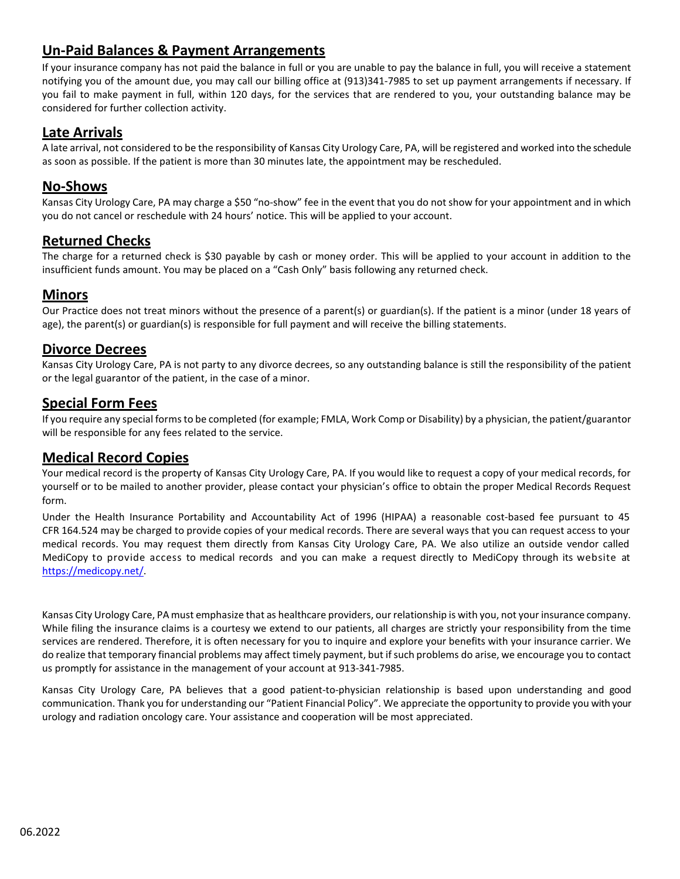## Un-Paid Balances & Payment Arrangements

If your insurance company has not paid the balance in full or you are unable to pay the balance in full, you will receive a statement notifying you of the amount due, you may call our billing office at (913)341-7985 to set up payment arrangements if necessary. If you fail to make payment in full, within 120 days, for the services that are rendered to you, your outstanding balance may be considered for further collection activity.

## Late Arrivals

A late arrival, not considered to be the responsibility of Kansas City Urology Care, PA, will be registered and worked into the schedule as soon as possible. If the patient is more than 30 minutes late, the appointment may be rescheduled.

## No-Shows

Kansas City Urology Care, PA may charge a $50 "no-show" fee in the event that you do not show for your appointment and in which you do not cancel or reschedule with 24 hours' notice. This will be applied to your account.

## Returned Checks

The charge for a returned check is $30 payable by cash or money order. This will be applied to your account in addition to the insufficient funds amount. You may be placed on a "Cash Only" basis following any returned check.

## Minors

Our Practice does not treat minors without the presence of a parent(s) or guardian(s). If the patient is a minor (under 18 years of age), the parent(s) or guardian(s) is responsible for full payment and will receive the billing statements.

## Divorce Decrees

Kansas City Urology Care, PA is not party to any divorce decrees, so any outstanding balance is still the responsibility of the patient or the legal guarantor of the patient, in the case of a minor.

## Special Form Fees

If you require any special forms to be completed (for example; FMLA, Work Comp or Disability) by a physician, the patient/guarantor will be responsible for any fees related to the service.

## Medical Record Copies

Your medical record is the property of Kansas City Urology Care, PA. If you would like to request a copy of your medical records, for yourself or to be mailed to another provider, please contact your physician's office to obtain the proper Medical Records Request form.

Under the Health Insurance Portability and Accountability Act of 1996 (HIPAA) a reasonable cost-based fee pursuant to 45 CFR 164.524 may be charged to provide copies of your medical records. There are several ways that you can request access to your medical records. You may request them directly from Kansas City Urology Care, PA. We also utilize an outside vendor called MediCopy to provide access to medical records and you can make a request directly to MediCopy through its website at [https://medicopy.net/](https://medicopy.net/).

Kansas City Urology Care, PA must emphasize that as healthcare providers, our relationship is with you, not your insurance company. While filing the insurance claims is a courtesy we extend to our patients, all charges are strictly your responsibility from the time services are rendered. Therefore, it is often necessary for you to inquire and explore your benefits with your insurance carrier. We do realize that temporary financial problems may affect timely payment, but if such problems do arise, we encourage you to contact us promptly for assistance in the management of your account at 913-341-7985.

Kansas City Urology Care, PA believes that a good patient-to-physician relationship is based upon understanding and good communication. Thank you for understanding our "Patient Financial Policy". We appreciate the opportunity to provide you with your urology and radiation oncology care. Your assistance and cooperation will be most appreciated.

06.2022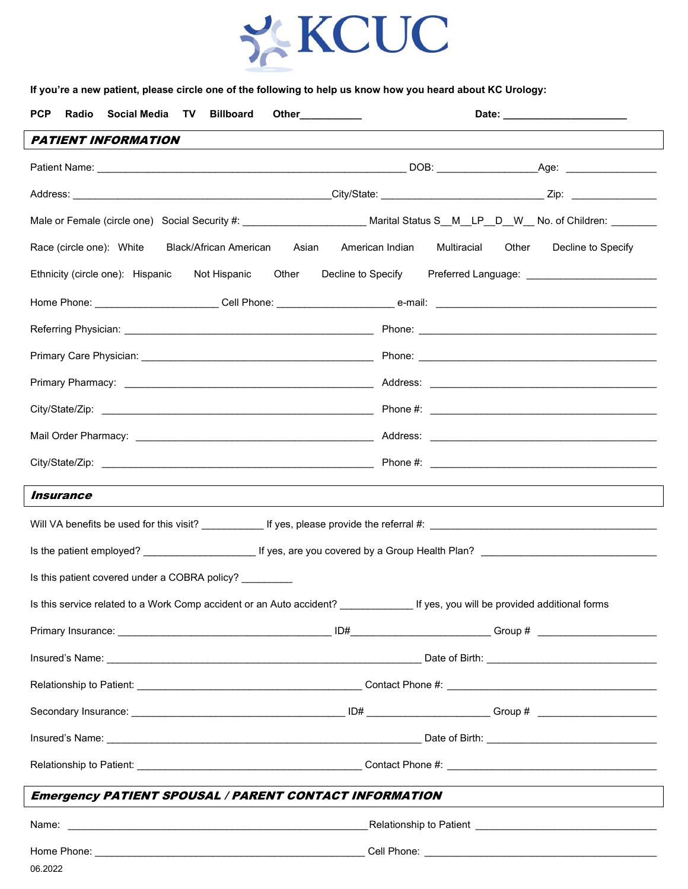# KCUC

**If you're a new patient, please circle one of the following to help us know how you heard about KC Urology:**

**PCP  Radio  Social Media  TV  Billboard  Other___________**  **Date: ______________________**

## *PATIENT INFORMATION*

Patient Name: ______________________________________________________ DOB: _________________Age: ________________

Address: _____________________________________________City/State: _____________________________ Zip: _______________

Male or Female (circle one)  Social Security #: ______________________ Marital Status S__M__LP__D__W__ No. of Children: ________

Race (circle one): White  Black/African American  Asian  American Indian  Multiracial  Other  Decline to Specify

Ethnicity (circle one): Hispanic  Not Hispanic  Other  Decline to Specify  Preferred Language: _______________________

Home Phone: ______________________ Cell Phone: _____________________ e-mail: _______________________________________

Referring Physician: ____________________________________________ Phone: __________________________________________

Primary Care Physician: _________________________________________ Phone: __________________________________________

Primary Pharmacy: ______________________________________________ Address: ________________________________________

City/State/Zip: _________________________________________________ Phone #: ________________________________________

Mail Order Pharmacy: ___________________________________________ Address: ________________________________________

City/State/Zip: _________________________________________________ Phone #: ________________________________________

## *Insurance*

Will VA benefits be used for this visit? ___________ If yes, please provide the referral #: __________________________________________

Is the patient employed? ____________________ If yes, are you covered by a Group Health Plan? _______________________________

Is this patient covered under a COBRA policy? _________

Is this service related to a Work Comp accident or an Auto accident? _____________ If yes, you will be provided additional forms

Primary Insurance: _____________________________________ ID#_________________________ Group # _____________________

Insured's Name: _______________________________________________________ Date of Birth: ______________________________

Relationship to Patient: _______________________________________ Contact Phone #: _____________________________________

Secondary Insurance: _____________________________________ ID# ______________________ Group # _____________________

Insured's Name: _______________________________________________________ Date of Birth: ______________________________

Relationship to Patient: _______________________________________ Contact Phone #: _____________________________________

## *Emergency PATIENT SPOUSAL / PARENT CONTACT INFORMATION*

Name: ____________________________________________________Relationship to Patient ____________________________________

Home Phone: ______________________________________________ Cell Phone: __________________________________________

06.2022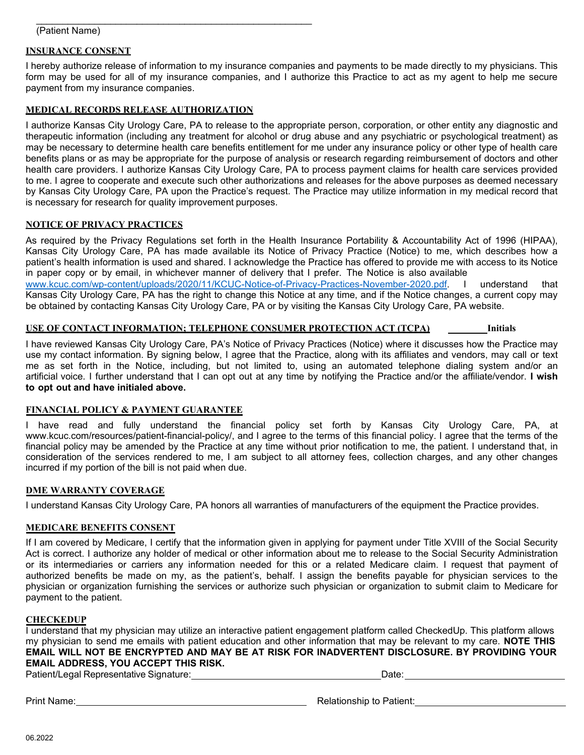\_\_\_\_\_\_\_\_\_\_\_\_\_\_\_\_\_\_\_\_\_\_\_\_\_\_\_\_\_\_\_\_\_\_\_\_\_\_\_\_\_\_\_\_\_\_
(Patient Name)

**INSURANCE CONSENT**

I hereby authorize release of information to my insurance companies and payments to be made directly to my physicians. This form may be used for all of my insurance companies, and I authorize this Practice to act as my agent to help me secure payment from my insurance companies.

**MEDICAL RECORDS RELEASE AUTHORIZATION**

I authorize Kansas City Urology Care, PA to release to the appropriate person, corporation, or other entity any diagnostic and therapeutic information (including any treatment for alcohol or drug abuse and any psychiatric or psychological treatment) as may be necessary to determine health care benefits entitlement for me under any insurance policy or other type of health care benefits plans or as may be appropriate for the purpose of analysis or research regarding reimbursement of doctors and other health care providers. I authorize Kansas City Urology Care, PA to process payment claims for health care services provided to me. I agree to cooperate and execute such other authorizations and releases for the above purposes as deemed necessary by Kansas City Urology Care, PA upon the Practice's request. The Practice may utilize information in my medical record that is necessary for research for quality improvement purposes.

**NOTICE OF PRIVACY PRACTICES**

As required by the Privacy Regulations set forth in the Health Insurance Portability & Accountability Act of 1996 (HIPAA), Kansas City Urology Care, PA has made available its Notice of Privacy Practice (Notice) to me, which describes how a patient's health information is used and shared. I acknowledge the Practice has offered to provide me with access to its Notice in paper copy or by email, in whichever manner of delivery that I prefer. The Notice is also available www.kcuc.com/wp-content/uploads/2020/11/KCUC-Notice-of-Privacy-Practices-November-2020.pdf. I understand that Kansas City Urology Care, PA has the right to change this Notice at any time, and if the Notice changes, a current copy may be obtained by contacting Kansas City Urology Care, PA or by visiting the Kansas City Urology Care, PA website.

**USE OF CONTACT INFORMATION; TELEPHONE CONSUMER PROTECTION ACT (TCPA)** \_\_\_\_\_\_\_\_ **Initials**

I have reviewed Kansas City Urology Care, PA's Notice of Privacy Practices (Notice) where it discusses how the Practice may use my contact information. By signing below, I agree that the Practice, along with its affiliates and vendors, may call or text me as set forth in the Notice, including, but not limited to, using an automated telephone dialing system and/or an artificial voice. I further understand that I can opt out at any time by notifying the Practice and/or the affiliate/vendor. **I wish to opt out and have initialed above.**

**FINANCIAL POLICY & PAYMENT GUARANTEE**

I have read and fully understand the financial policy set forth by Kansas City Urology Care, PA, at www.kcuc.com/resources/patient-financial-policy/, and I agree to the terms of this financial policy. I agree that the terms of the financial policy may be amended by the Practice at any time without prior notification to me, the patient. I understand that, in consideration of the services rendered to me, I am subject to all attorney fees, collection charges, and any other changes incurred if my portion of the bill is not paid when due.

**DME WARRANTY COVERAGE**

I understand Kansas City Urology Care, PA honors all warranties of manufacturers of the equipment the Practice provides.

**MEDICARE BENEFITS CONSENT**

If I am covered by Medicare, I certify that the information given in applying for payment under Title XVIII of the Social Security Act is correct. I authorize any holder of medical or other information about me to release to the Social Security Administration or its intermediaries or carriers any information needed for this or a related Medicare claim. I request that payment of authorized benefits be made on my, as the patient's, behalf. I assign the benefits payable for physician services to the physician or organization furnishing the services or authorize such physician or organization to submit claim to Medicare for payment to the patient.

**CHECKEDUP**

I understand that my physician may utilize an interactive patient engagement platform called CheckedUp. This platform allows my physician to send me emails with patient education and other information that may be relevant to my care. **NOTE THIS EMAIL WILL NOT BE ENCRYPTED AND MAY BE AT RISK FOR INADVERTENT DISCLOSURE. BY PROVIDING YOUR EMAIL ADDRESS, YOU ACCEPT THIS RISK.**

Patient/Legal Representative Signature: \_\_\_\_\_\_\_\_\_\_\_\_\_\_\_\_\_\_\_\_\_\_\_\_\_\_\_\_\_\_\_\_\_\_\_\_ Date: \_\_\_\_\_\_\_\_\_\_\_\_\_\_\_\_\_\_\_\_\_\_\_\_\_\_\_\_\_\_

Print Name: \_\_\_\_\_\_\_\_\_\_\_\_\_\_\_\_\_\_\_\_\_\_\_\_\_\_\_\_\_\_\_\_\_\_\_\_\_\_\_\_\_\_\_\_ Relationship to Patient: \_\_\_\_\_\_\_\_\_\_\_\_\_\_\_\_\_\_\_\_\_\_\_\_\_\_\_\_\_\_

06.2022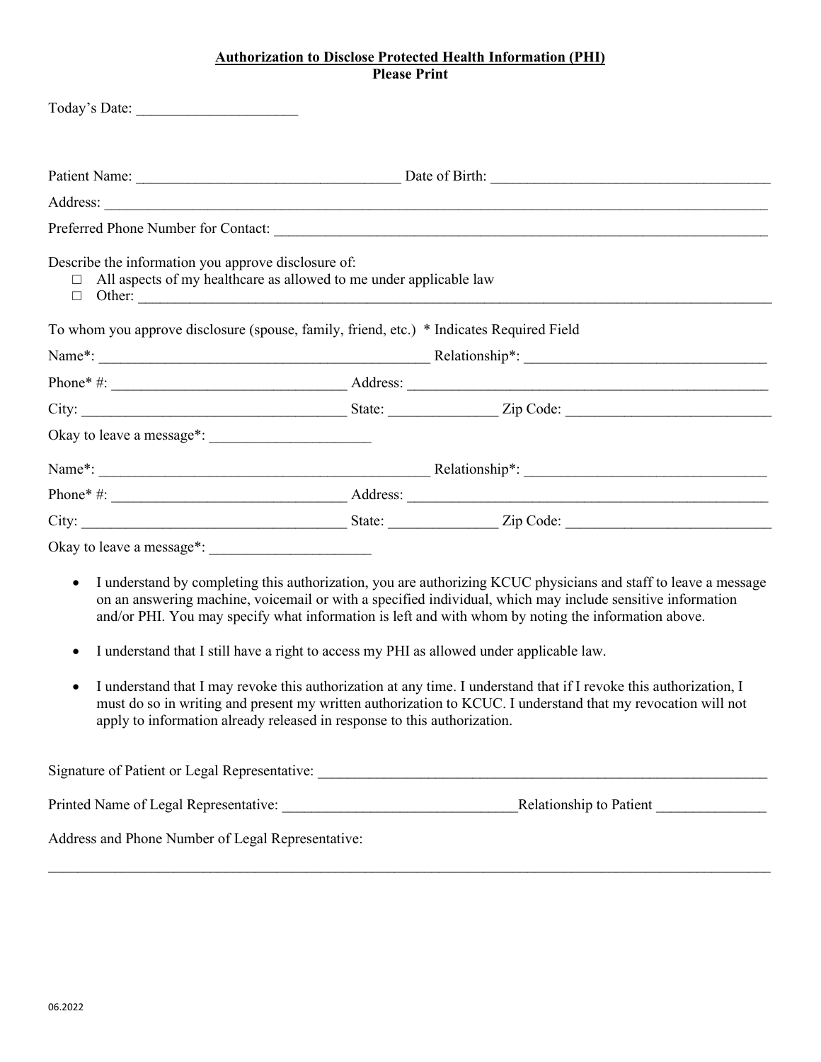**Authorization to Disclose Protected Health Information (PHI)**
**Please Print**

Today's Date: ______________________

Patient Name: ____________________________________ Date of Birth: ______________________________________

Address: ___________________________________________________________________________________________

Preferred Phone Number for Contact: _________________________________________________________________

Describe the information you approve disclosure of:

- □ All aspects of my healthcare as allowed to me under applicable law
- □ Other: ________________________________________________________________________________________

To whom you approve disclosure (spouse, family, friend, etc.) * Indicates Required Field

Name*: _____________________________________________ Relationship*: _________________________________

Phone* #: _______________________________ Address: _________________________________________________

City: ____________________________________ State: ______________ Zip Code: ___________________________

Okay to leave a message*: _____________________

Name*: _____________________________________________ Relationship*: _________________________________

Phone* #: _______________________________ Address: _________________________________________________

City: ____________________________________ State: ______________ Zip Code: ___________________________

Okay to leave a message*: _____________________

- I understand by completing this authorization, you are authorizing KCUC physicians and staff to leave a message on an answering machine, voicemail or with a specified individual, which may include sensitive information and/or PHI. You may specify what information is left and with whom by noting the information above.
- I understand that I still have a right to access my PHI as allowed under applicable law.
- I understand that I may revoke this authorization at any time. I understand that if I revoke this authorization, I must do so in writing and present my written authorization to KCUC. I understand that my revocation will not apply to information already released in response to this authorization.

Signature of Patient or Legal Representative: _____________________________________________________________

Printed Name of Legal Representative: _______________________________Relationship to Patient ______________

Address and Phone Number of Legal Representative:

____________________________________________________________________________________________________

06.2022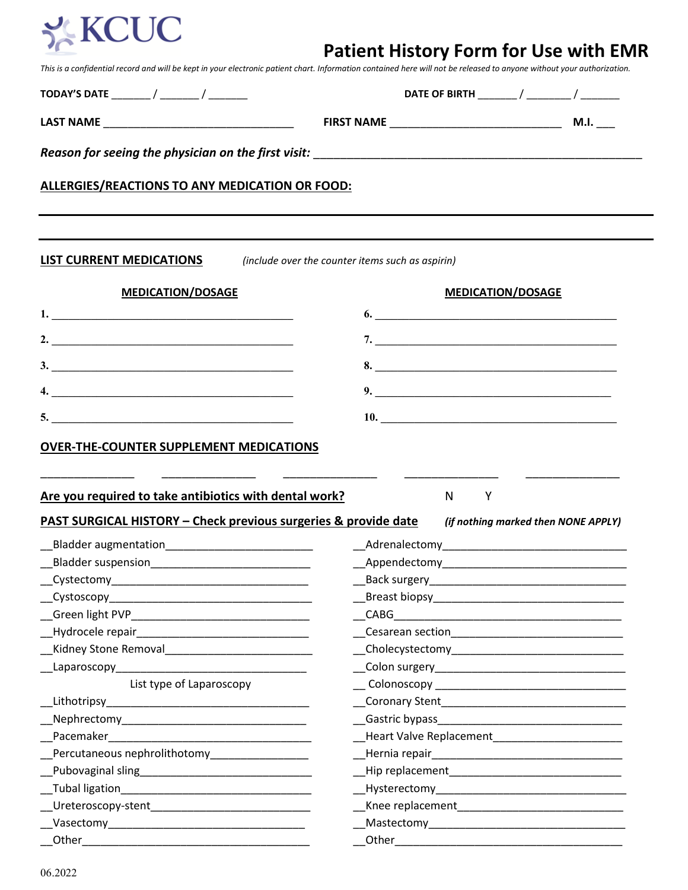KCUC

# Patient History Form for Use with EMR

*This is a confidential record and will be kept in your electronic patient chart. Information contained here will not be released to anyone without your authorization.*

**TODAY'S DATE** _______ / _______ / _______ **DATE OF BIRTH** _______ / ________ / _______

**LAST NAME** _________________________________ **FIRST NAME** _____________________________ **M.I.** ___

***Reason for seeing the physician on the first visit:*** _______________________________________________________

**ALLERGIES/REACTIONS TO ANY MEDICATION OR FOOD:**

---

---

**LIST CURRENT MEDICATIONS** *(include over the counter items such as aspirin)*

| MEDICATION/DOSAGE | MEDICATION/DOSAGE |
|---|---|
| 1. ___________________________________________ | 6. ___________________________________________ |
| 2. ___________________________________________ | 7. ___________________________________________ |
| 3. ___________________________________________ | 8. ___________________________________________ |
| 4. ___________________________________________ | 9. ___________________________________________ |
| 5. ___________________________________________ | 10. ___________________________________________ |

**OVER-THE-COUNTER SUPPLEMENT MEDICATIONS**

_______________ _______________ _______________ _______________ _______________

**Are you required to take antibiotics with dental work?** N Y

**PAST SURGICAL HISTORY – Check previous surgeries & provide date** ***(if nothing marked then NONE APPLY)***

| | |
|---|---|
| __Bladder augmentation________________________ | __Adrenalectomy______________________________ |
| __Bladder suspension_________________________ | __Appendectomy______________________________ |
| __Cystectomy_______________________________ | __Back surgery_______________________________ |
| __Cystoscopy_______________________________ | __Breast biopsy______________________________ |
| __Green light PVP____________________________ | __CABG_____________________________________ |
| __Hydrocele repair___________________________ | __Cesarean section___________________________ |
| __Kidney Stone Removal_______________________ | __Cholecystectomy___________________________ |
| __Laparoscopy______________________________ List type of Laparoscopy | __Colon surgery_____________________________ |
| | __ Colonoscopy _____________________________ |
| __Lithotripsy_______________________________ | __Coronary Stent____________________________ |
| __Nephrectomy______________________________ | __Gastric bypass_____________________________ |
| __Pacemaker________________________________ | __Heart Valve Replacement____________________ |
| __Percutaneous nephrolithotomy________________ | __Hernia repair______________________________ |
| __Pubovaginal sling__________________________ | __Hip replacement____________________________ |
| __Tubal ligation_____________________________ | __Hysterectomy______________________________ |
| __Ureteroscopy-stent_________________________ | __Knee replacement__________________________ |
| __Vasectomy________________________________ | __Mastectomy________________________________ |
| __Other____________________________________ | __Other____________________________________ |

06.2022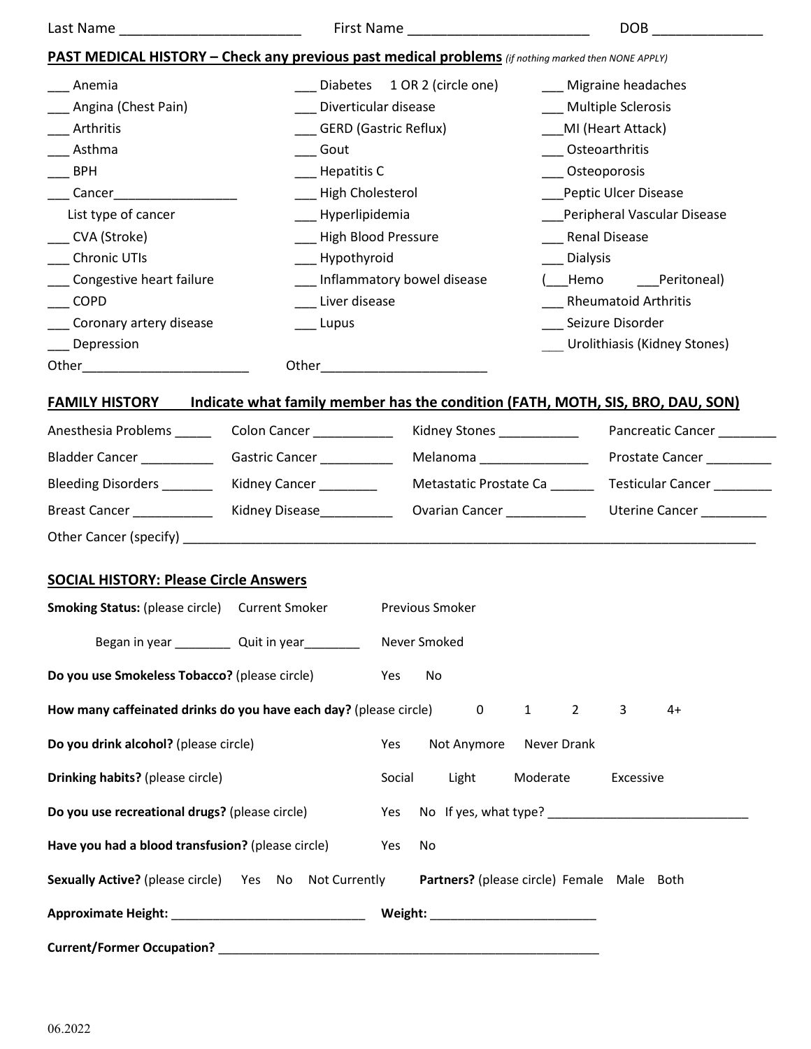Last Name _______________________ First Name _______________________ DOB _____________

**PAST MEDICAL HISTORY – Check any previous past medical problems** *(if nothing marked then NONE APPLY)*

| | | |
|---|---|---|
| ___ Anemia | ___ Diabetes 1 OR 2 (circle one) | ___ Migraine headaches |
| ___ Angina (Chest Pain) | ___ Diverticular disease | ___ Multiple Sclerosis |
| ___ Arthritis | ___ GERD (Gastric Reflux) | ___MI (Heart Attack) |
| ___ Asthma | ___ Gout | ___ Osteoarthritis |
| ___ BPH | ___ Hepatitis C | ___ Osteoporosis |
| ___ Cancer_________________ List type of cancer | ___ High Cholesterol | ___Peptic Ulcer Disease |
| | ___ Hyperlipidemia | ___Peripheral Vascular Disease |
| ___ CVA (Stroke) | ___ High Blood Pressure | ___ Renal Disease |
| ___ Chronic UTIs | ___ Hypothyroid | ___ Dialysis |
| ___ Congestive heart failure | ___ Inflammatory bowel disease | (___Hemo ___Peritoneal) |
| ___ COPD | ___ Liver disease | ___ Rheumatoid Arthritis |
| ___ Coronary artery disease | ___ Lupus | ___ Seizure Disorder |
| ___ Depression | | ___ Urolithiasis (Kidney Stones) |
| Other_______________________ | Other_______________________ | |

**FAMILY HISTORY Indicate what family member has the condition (FATH, MOTH, SIS, BRO, DAU, SON)**

| | | | |
|---|---|---|---|
| Anesthesia Problems _____ | Colon Cancer ___________ | Kidney Stones ___________ | Pancreatic Cancer ________ |
| Bladder Cancer __________ | Gastric Cancer __________ | Melanoma _______________ | Prostate Cancer _________ |
| Bleeding Disorders _______ | Kidney Cancer ________ | Metastatic Prostate Ca ______ | Testicular Cancer ________ |
| Breast Cancer ___________ | Kidney Disease__________ | Ovarian Cancer ___________ | Uterine Cancer _________ |

Other Cancer (specify) ________________________________________________________________________________

**SOCIAL HISTORY: Please Circle Answers**

**Smoking Status:** (please circle) Current Smoker Previous Smoker

Began in year ________ Quit in year________ Never Smoked

**Do you use Smokeless Tobacco?** (please circle) Yes No

**How many caffeinated drinks do you have each day?** (please circle) 0 1 2 3 4+

**Do you drink alcohol?** (please circle) Yes Not Anymore Never Drank

**Drinking habits?** (please circle) Social Light Moderate Excessive

**Do you use recreational drugs?** (please circle) Yes No If yes, what type? ____________________________

**Have you had a blood transfusion?** (please circle) Yes No

**Sexually Active?** (please circle) Yes No Not Currently **Partners?** (please circle) Female Male Both

**Approximate Height:** ____________________________ **Weight:** ________________________

**Current/Former Occupation?** ________________________________________________________

06.2022